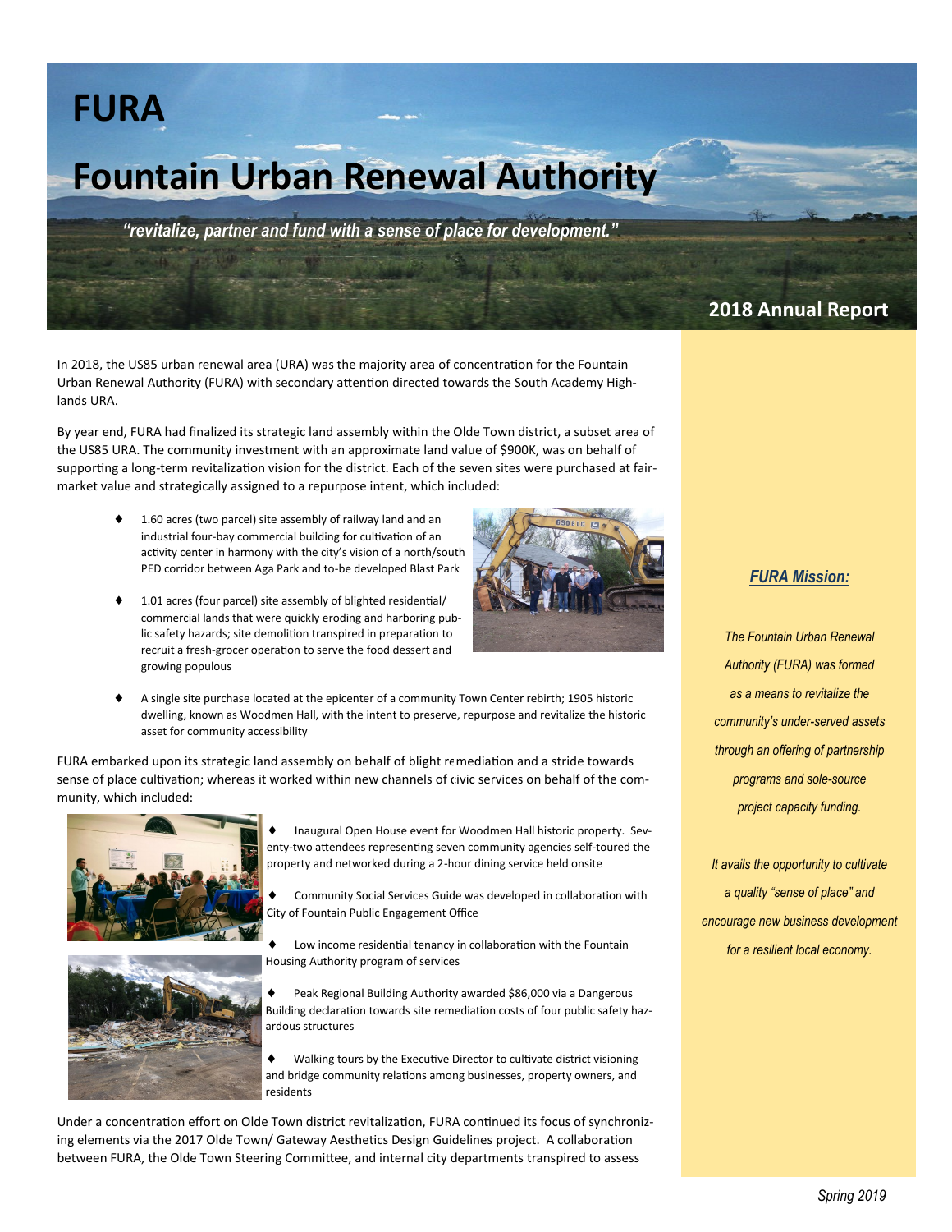# FURA

# Fountain Urban Renewal Authority

*"revitalize, partner and fund with a sense of place for development."*

## 2018 Annual Report

In 2018, the US85 urban renewal area (URA) was the majority area of concentration for the Fountain Urban Renewal Authority (FURA) with secondary attention directed towards the South Academy Highlands URA.

By year end, FURA had finalized its strategic land assembly within the Olde Town district, a subset area of the US85 URA. The community investment with an approximate land value of $900K, was on behalf of supporting a long-term revitalization vision for the district. Each of the seven sites were purchased at fair-market value and strategically assigned to a repurpose intent, which included:

- 1.60 acres (two parcel) site assembly of railway land and an industrial four-bay commercial building for cultivation of an activity center in harmony with the city's vision of a north/south PED corridor between Aga Park and to-be developed Blast Park
- 1.01 acres (four parcel) site assembly of blighted residential/ commercial lands that were quickly eroding and harboring public safety hazards; site demolition transpired in preparation to recruit a fresh-grocer operation to serve the food dessert and growing populous
- A single site purchase located at the epicenter of a community Town Center rebirth; 1905 historic dwelling, known as Woodmen Hall, with the intent to preserve, repurpose and revitalize the historic asset for community accessibility

FURA embarked upon its strategic land assembly on behalf of blight remediation and a stride towards sense of place cultivation; whereas it worked within new channels of civic services on behalf of the community, which included:

- Inaugural Open House event for Woodmen Hall historic property. Seventy-two attendees representing seven community agencies self-toured the property and networked during a 2-hour dining service held onsite
- Community Social Services Guide was developed in collaboration with City of Fountain Public Engagement Office
- Low income residential tenancy in collaboration with the Fountain Housing Authority program of services
- Peak Regional Building Authority awarded $86,000 via a Dangerous Building declaration towards site remediation costs of four public safety hazardous structures
- Walking tours by the Executive Director to cultivate district visioning and bridge community relations among businesses, property owners, and residents

Under a concentration effort on Olde Town district revitalization, FURA continued its focus of synchronizing elements via the 2017 Olde Town/ Gateway Aesthetics Design Guidelines project. A collaboration between FURA, the Olde Town Steering Committee, and internal city departments transpired to assess

### *FURA Mission:*

*The Fountain Urban Renewal Authority (FURA) was formed as a means to revitalize the community's under-served assets through an offering of partnership programs and sole-source project capacity funding.*

*It avails the opportunity to cultivate a quality "sense of place" and encourage new business development for a resilient local economy.*

*Spring 2019*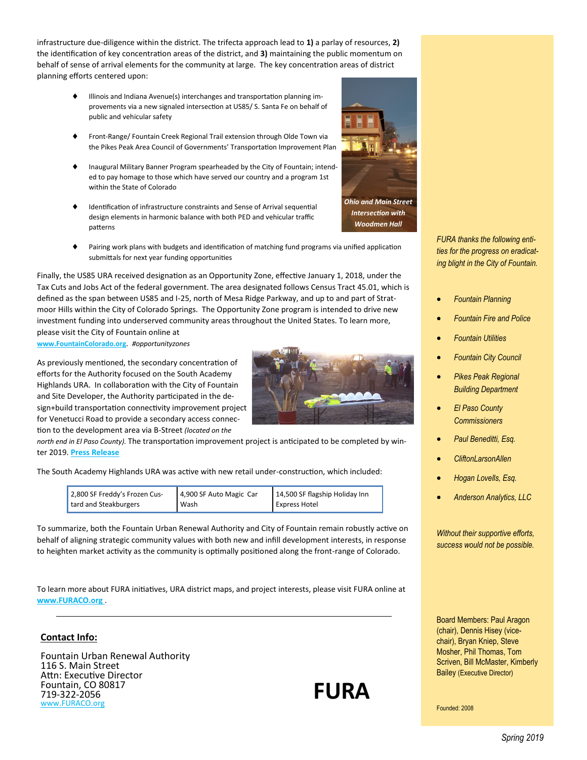infrastructure due-diligence within the district. The trifecta approach lead to **1)** a parlay of resources, **2)** the identification of key concentration areas of the district, and **3)** maintaining the public momentum on behalf of sense of arrival elements for the community at large. The key concentration areas of district planning efforts centered upon:

- Illinois and Indiana Avenue(s) interchanges and transportation planning improvements via a new signaled intersection at US85/ S. Santa Fe on behalf of public and vehicular safety
- Front-Range/ Fountain Creek Regional Trail extension through Olde Town via the Pikes Peak Area Council of Governments' Transportation Improvement Plan
- Inaugural Military Banner Program spearheaded by the City of Fountain; intended to pay homage to those which have served our country and a program 1st within the State of Colorado
- Identification of infrastructure constraints and Sense of Arrival sequential design elements in harmonic balance with both PED and vehicular traffic patterns
- Pairing work plans with budgets and identification of matching fund programs via unified application submittals for next year funding opportunities

***Ohio and Main Street Intersection with Woodmen Hall***

Finally, the US85 URA received designation as an Opportunity Zone, effective January 1, 2018, under the Tax Cuts and Jobs Act of the federal government. The area designated follows Census Tract 45.01, which is defined as the span between US85 and I-25, north of Mesa Ridge Parkway, and up to and part of Stratmoor Hills within the City of Colorado Springs. The Opportunity Zone program is intended to drive new investment funding into underserved community areas throughout the United States. To learn more, please visit the City of Fountain online at **www.FountainColorado.org**. *#opportunityzones*

As previously mentioned, the secondary concentration of efforts for the Authority focused on the South Academy Highlands URA. In collaboration with the City of Fountain and Site Developer, the Authority participated in the design+build transportation connectivity improvement project for Venetucci Road to provide a secondary access connection to the development area via B-Street *(located on the north end in El Paso County).* The transportation improvement project is anticipated to be completed by winter 2019. **Press Release**

The South Academy Highlands URA was active with new retail under-construction, which included:

| | | |
|---|---|---|
| 2,800 SF Freddy's Frozen Custard and Steakburgers | 4,900 SF Auto Magic Car Wash | 14,500 SF flagship Holiday Inn Express Hotel |

To summarize, both the Fountain Urban Renewal Authority and City of Fountain remain robustly active on behalf of aligning strategic community values with both new and infill development interests, in response to heighten market activity as the community is optimally positioned along the front-range of Colorado.

To learn more about FURA initiatives, URA district maps, and project interests, please visit FURA online at **www.FURACO.org** .

---

## Contact Info:

Fountain Urban Renewal Authority
116 S. Main Street
Attn: Executive Director
Fountain, CO 80817
719-322-2056
www.FURACO.org

# FURA

*FURA thanks the following entities for the progress on eradicating blight in the City of Fountain.*

- *Fountain Planning*
- *Fountain Fire and Police*
- *Fountain Utilities*
- *Fountain City Council*
- *Pikes Peak Regional Building Department*
- *El Paso County Commissioners*
- *Paul Beneditti, Esq.*
- *CliftonLarsonAllen*
- *Hogan Lovells, Esq.*
- *Anderson Analytics, LLC*

*Without their supportive efforts, success would not be possible.*

Board Members: Paul Aragon (chair), Dennis Hisey (vice-chair), Bryan Kniep, Steve Mosher, Phil Thomas, Tom Scriven, Bill McMaster, Kimberly Bailey (Executive Director)

Founded: 2008

*Spring 2019*